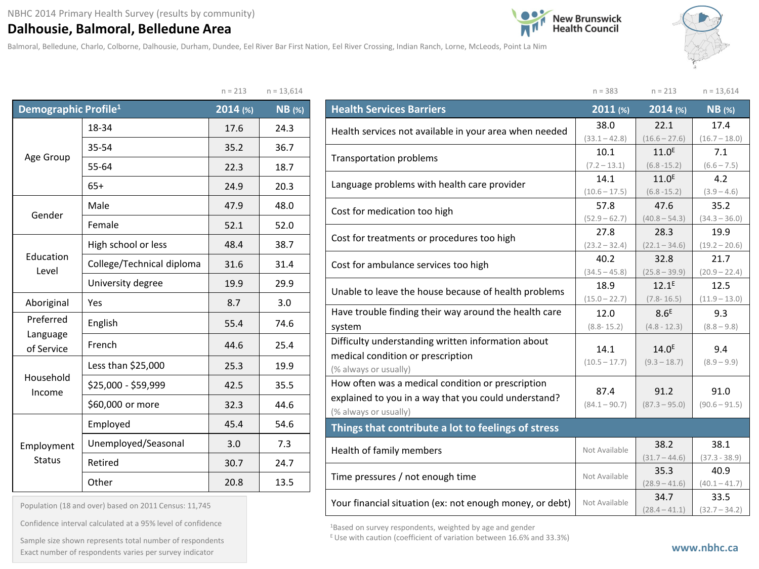NBHC 2014 Primary Health Survey (results by community)

# Dalhousie, Balmoral, Belledune Area

Balmoral, Belledune, Charlo, Colborne, Dalhousie, Durham, Dundee, Eel River Bar First Nation, Eel River Crossing, Indian Ranch, Lorne, McLeods, Point La Nim

New Brunswick Health Council

| Demographic Profile[1] | | 2014 (%) n = 213 | NB (%) n = 13,614 |
|---|---|---|---|
| Age Group | 18-34 | 17.6 | 24.3 |
| | 35-54 | 35.2 | 36.7 |
| | 55-64 | 22.3 | 18.7 |
| | 65+ | 24.9 | 20.3 |
| Gender | Male | 47.9 | 48.0 |
| | Female | 52.1 | 52.0 |
| Education Level | High school or less | 48.4 | 38.7 |
| | College/Technical diploma | 31.6 | 31.4 |
| | University degree | 19.9 | 29.9 |
| Aboriginal | Yes | 8.7 | 3.0 |
| Preferred Language of Service | English | 55.4 | 74.6 |
| | French | 44.6 | 25.4 |
| Household Income | Less than $25,000 | 25.3 | 19.9 |
| | $25,000 - $59,999 | 42.5 | 35.5 |
| | $60,000 or more | 32.3 | 44.6 |
| Employment Status | Employed | 45.4 | 54.6 |
| | Unemployed/Seasonal | 3.0 | 7.3 |
| | Retired | 30.7 | 24.7 |
| | Other | 20.8 | 13.5 |

Population (18 and over) based on 2011 Census: 11,745

Confidence interval calculated at a 95% level of confidence

Sample size shown represents total number of respondents
Exact number of respondents varies per survey indicator

| Health Services Barriers | 2011 (%) n = 383 | 2014 (%) n = 213 | NB (%) n = 13,614 |
|---|---|---|---|
| Health services not available in your area when needed | 38.0 (33.1 – 42.8) | 22.1 (16.6 – 27.6) | 17.4 (16.7 – 18.0) |
| Transportation problems | 10.1 (7.2 – 13.1) | 11.0[E] (6.8 -15.2) | 7.1 (6.6 – 7.5) |
| Language problems with health care provider | 14.1 (10.6 – 17.5) | 11.0[E] (6.8 -15.2) | 4.2 (3.9 – 4.6) |
| Cost for medication too high | 57.8 (52.9 – 62.7) | 47.6 (40.8 – 54.3) | 35.2 (34.3 – 36.0) |
| Cost for treatments or procedures too high | 27.8 (23.2 – 32.4) | 28.3 (22.1 – 34.6) | 19.9 (19.2 – 20.6) |
| Cost for ambulance services too high | 40.2 (34.5 – 45.8) | 32.8 (25.8 – 39.9) | 21.7 (20.9 – 22.4) |
| Unable to leave the house because of health problems | 18.9 (15.0 – 22.7) | 12.1[E] (7.8- 16.5) | 12.5 (11.9 – 13.0) |
| Have trouble finding their way around the health care system | 12.0 (8.8- 15.2) | 8.6[E] (4.8 - 12.3) | 9.3 (8.8 – 9.8) |
| Difficulty understanding written information about medical condition or prescription (% always or usually) | 14.1 (10.5 – 17.7) | 14.0[E] (9.3 – 18.7) | 9.4 (8.9 – 9.9) |
| How often was a medical condition or prescription explained to you in a way that you could understand? (% always or usually) | 87.4 (84.1 – 90.7) | 91.2 (87.3 – 95.0) | 91.0 (90.6 – 91.5) |
| **Things that contribute a lot to feelings of stress** | | | |
| Health of family members | Not Available | 38.2 (31.7 – 44.6) | 38.1 (37.3 - 38.9) |
| Time pressures / not enough time | Not Available | 35.3 (28.9 – 41.6) | 40.9 (40.1 – 41.7) |
| Your financial situation (ex: not enough money, or debt) | Not Available | 34.7 (28.4 – 41.1) | 33.5 (32.7 – 34.2) |

[1] Based on survey respondents, weighted by age and gender

[E] Use with caution (coefficient of variation between 16.6% and 33.3%)

www.nbhc.ca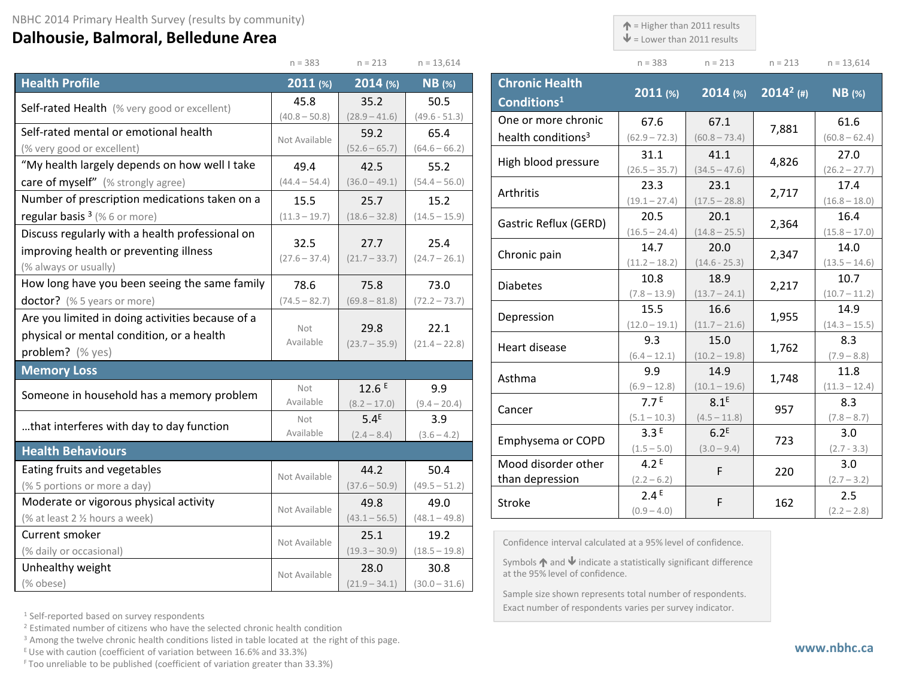NBHC 2014 Primary Health Survey (results by community)

# Dalhousie, Balmoral, Belledune Area

↑ = Higher than 2011 results
↓ = Lower than 2011 results

| Health Profile | 2011 (%) n = 383 | 2014 (%) n = 213 | NB (%) n = 13,614 |
|---|---|---|---|
| Self-rated Health (% very good or excellent) | 45.8 (40.8 – 50.8) | 35.2 (28.9 – 41.6) | 50.5 (49.6 - 51.3) |
| Self-rated mental or emotional health (% very good or excellent) | Not Available | 59.2 (52.6 – 65.7) | 65.4 (64.6 – 66.2) |
| "My health largely depends on how well I take care of myself" (% strongly agree) | 49.4 (44.4 – 54.4) | 42.5 (36.0 – 49.1) | 55.2 (54.4 – 56.0) |
| Number of prescription medications taken on a regular basis [3] (% 6 or more) | 15.5 (11.3 – 19.7) | 25.7 (18.6 – 32.8) | 15.2 (14.5 – 15.9) |
| Discuss regularly with a health professional on improving health or preventing illness (% always or usually) | 32.5 (27.6 – 37.4) | 27.7 (21.7 – 33.7) | 25.4 (24.7 – 26.1) |
| How long have you been seeing the same family doctor? (% 5 years or more) | 78.6 (74.5 – 82.7) | 75.8 (69.8 – 81.8) | 73.0 (72.2 – 73.7) |
| Are you limited in doing activities because of a physical or mental condition, or a health problem? (% yes) | Not Available | 29.8 (23.7 – 35.9) | 22.1 (21.4 – 22.8) |
| **Memory Loss** | | | |
| Someone in household has a memory problem | Not Available | 12.6 E (8.2 – 17.0) | 9.9 (9.4 – 20.4) |
| …that interferes with day to day function | Not Available | 5.4E (2.4 – 8.4) | 3.9 (3.6 – 4.2) |
| **Health Behaviours** | | | |
| Eating fruits and vegetables (% 5 portions or more a day) | Not Available | 44.2 (37.6 – 50.9) | 50.4 (49.5 – 51.2) |
| Moderate or vigorous physical activity (% at least 2 ½ hours a week) | Not Available | 49.8 (43.1 – 56.5) | 49.0 (48.1 – 49.8) |
| Current smoker (% daily or occasional) | Not Available | 25.1 (19.3 – 30.9) | 19.2 (18.5 – 19.8) |
| Unhealthy weight (% obese) | Not Available | 28.0 (21.9 – 34.1) | 30.8 (30.0 – 31.6) |

| Chronic Health Conditions[1] | 2011 (%) n = 383 | 2014 (%) n = 213 | 2014[2] (#) n = 213 | NB (%) n = 13,614 |
|---|---|---|---|---|
| One or more chronic health conditions[3] | 67.6 (62.9 – 72.3) | 67.1 (60.8 – 73.4) | 7,881 | 61.6 (60.8 – 62.4) |
| High blood pressure | 31.1 (26.5 – 35.7) | 41.1 (34.5 – 47.6) | 4,826 | 27.0 (26.2 – 27.7) |
| Arthritis | 23.3 (19.1 – 27.4) | 23.1 (17.5 – 28.8) | 2,717 | 17.4 (16.8 – 18.0) |
| Gastric Reflux (GERD) | 20.5 (16.5 – 24.4) | 20.1 (14.8 – 25.5) | 2,364 | 16.4 (15.8 – 17.0) |
| Chronic pain | 14.7 (11.2 – 18.2) | 20.0 (14.6 - 25.3) | 2,347 | 14.0 (13.5 – 14.6) |
| Diabetes | 10.8 (7.8 – 13.9) | 18.9 (13.7 – 24.1) | 2,217 | 10.7 (10.7 – 11.2) |
| Depression | 15.5 (12.0 – 19.1) | 16.6 (11.7 – 21.6) | 1,955 | 14.9 (14.3 – 15.5) |
| Heart disease | 9.3 (6.4 – 12.1) | 15.0 (10.2 – 19.8) | 1,762 | 8.3 (7.9 – 8.8) |
| Asthma | 9.9 (6.9 – 12.8) | 14.9 (10.1 – 19.6) | 1,748 | 11.8 (11.3 – 12.4) |
| Cancer | 7.7 E (5.1 – 10.3) | 8.1E (4.5 – 11.8) | 957 | 8.3 (7.8 – 8.7) |
| Emphysema or COPD | 3.3 E (1.5 – 5.0) | 6.2E (3.0 – 9.4) | 723 | 3.0 (2.7 - 3.3) |
| Mood disorder other than depression | 4.2 E (2.2 – 6.2) | F | 220 | 3.0 (2.7 – 3.2) |
| Stroke | 2.4 E (0.9 – 4.0) | F | 162 | 2.5 (2.2 – 2.8) |

Confidence interval calculated at a 95% level of confidence.

Symbols ↑ and ↓ indicate a statistically significant difference at the 95% level of confidence.

Sample size shown represents total number of respondents. Exact number of respondents varies per survey indicator.

[1] Self-reported based on survey respondents
[2] Estimated number of citizens who have the selected chronic health condition
[3] Among the twelve chronic health conditions listed in table located at the right of this page.
E Use with caution (coefficient of variation between 16.6% and 33.3%)
F Too unreliable to be published (coefficient of variation greater than 33.3%)

www.nbhc.ca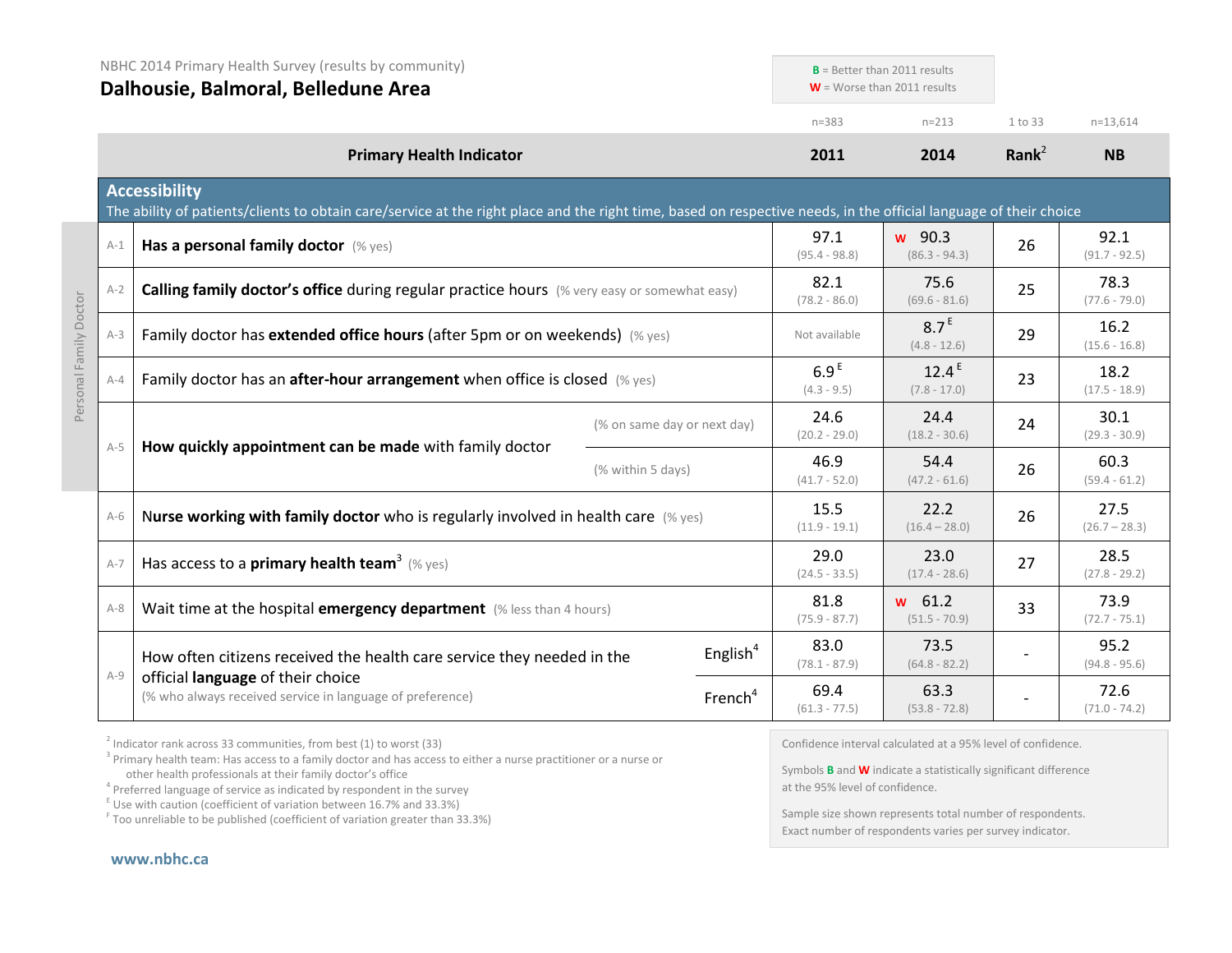NBHC 2014 Primary Health Survey (results by community)

# Dalhousie, Balmoral, Belledune Area

**B** = Better than 2011 results
**W** = Worse than 2011 results

| | Primary Health Indicator | | 2011 (n=383) | 2014 (n=213) | Rank[2] (1 to 33) | NB (n=13,614) |
|---|---|---|---|---|---|---|
| | **Accessibility** The ability of patients/clients to obtain care/service at the right place and the right time, based on respective needs, in the official language of their choice | | | | | |
| A-1 | **Has a personal family doctor** (% yes) | | 97.1 (95.4 - 98.8) | W 90.3 (86.3 - 94.3) | 26 | 92.1 (91.7 - 92.5) |
| A-2 | **Calling family doctor's office** during regular practice hours (% very easy or somewhat easy) | | 82.1 (78.2 - 86.0) | 75.6 (69.6 - 81.6) | 25 | 78.3 (77.6 - 79.0) |
| A-3 | Family doctor has **extended office hours** (after 5pm or on weekends) (% yes) | | Not available | 8.7 E (4.8 - 12.6) | 29 | 16.2 (15.6 - 16.8) |
| A-4 | Family doctor has an **after-hour arrangement** when office is closed (% yes) | | 6.9 E (4.3 - 9.5) | 12.4 E (7.8 - 17.0) | 23 | 18.2 (17.5 - 18.9) |
| A-5 | **How quickly appointment can be made** with family doctor | (% on same day or next day) | 24.6 (20.2 - 29.0) | 24.4 (18.2 - 30.6) | 24 | 30.1 (29.3 - 30.9) |
| | | (% within 5 days) | 46.9 (41.7 - 52.0) | 54.4 (47.2 - 61.6) | 26 | 60.3 (59.4 - 61.2) |
| A-6 | **Nurse working with family doctor** who is regularly involved in health care (% yes) | | 15.5 (11.9 - 19.1) | 22.2 (16.4 – 28.0) | 26 | 27.5 (26.7 – 28.3) |
| A-7 | Has access to a **primary health team**[3] (% yes) | | 29.0 (24.5 - 33.5) | 23.0 (17.4 - 28.6) | 27 | 28.5 (27.8 - 29.2) |
| A-8 | Wait time at the hospital **emergency department** (% less than 4 hours) | | 81.8 (75.9 - 87.7) | W 61.2 (51.5 - 70.9) | 33 | 73.9 (72.7 - 75.1) |
| A-9 | How often citizens received the health care service they needed in the official **language** of their choice (% who always received service in language of preference) | English[4] | 83.0 (78.1 - 87.9) | 73.5 (64.8 - 82.2) | - | 95.2 (94.8 - 95.6) |
| | | French[4] | 69.4 (61.3 - 77.5) | 63.3 (53.8 - 72.8) | - | 72.6 (71.0 - 74.2) |

*Personal Family Doctor* (rows A-1 to A-5)

[2] Indicator rank across 33 communities, from best (1) to worst (33)
[3] Primary health team: Has access to a family doctor and has access to either a nurse practitioner or a nurse or other health professionals at their family doctor's office
[4] Preferred language of service as indicated by respondent in the survey
[E] Use with caution (coefficient of variation between 16.7% and 33.3%)
[F] Too unreliable to be published (coefficient of variation greater than 33.3%)

Confidence interval calculated at a 95% level of confidence.

Symbols **B** and **W** indicate a statistically significant difference at the 95% level of confidence.

Sample size shown represents total number of respondents. Exact number of respondents varies per survey indicator.

**www.nbhc.ca**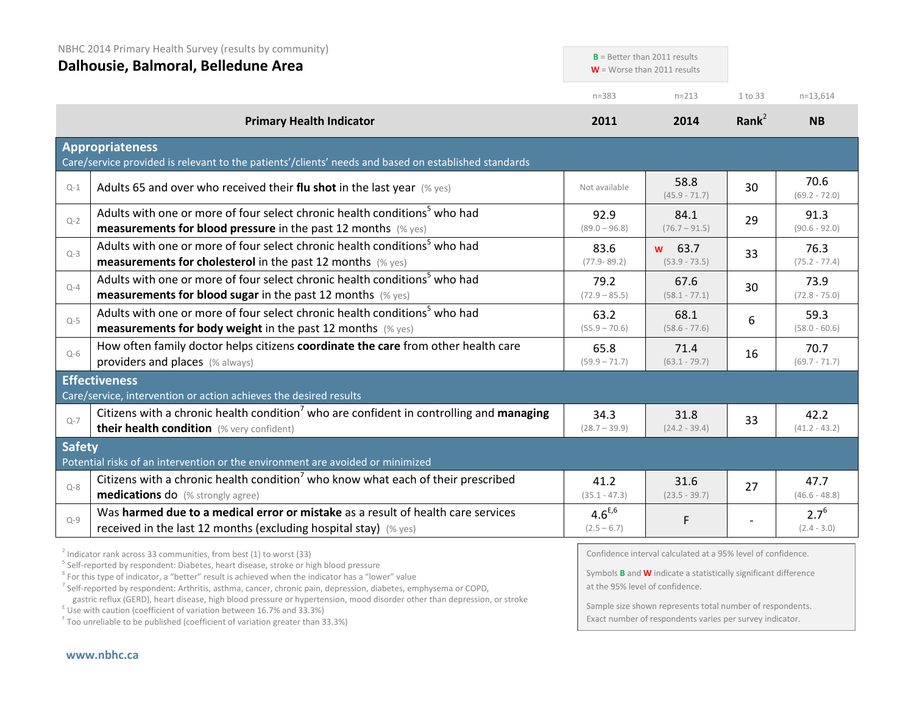NBHC 2014 Primary Health Survey (results by community)

# Dalhousie, Balmoral, Belledune Area

**B** = Better than 2011 results
**W** = Worse than 2011 results

| | Primary Health Indicator | 2011 (n=383) | 2014 (n=213) | Rank[2] (1 to 33) | NB (n=13,614) |
|---|---|---|---|---|---|
| **Appropriateness** — Care/service provided is relevant to the patients'/clients' needs and based on established standards | | | | | |
| Q-1 | Adults 65 and over who received their **flu shot** in the last year (% yes) | Not available | 58.8 (45.9 - 71.7) | 30 | 70.6 (69.2 - 72.0) |
| Q-2 | Adults with one or more of four select chronic health conditions[5] who had **measurements for blood pressure** in the past 12 months (% yes) | 92.9 (89.0 – 96.8) | 84.1 (76.7 – 91.5) | 29 | 91.3 (90.6 - 92.0) |
| Q-3 | Adults with one or more of four select chronic health conditions[5] who had **measurements for cholesterol** in the past 12 months (% yes) | 83.6 (77.9- 89.2) | W 63.7 (53.9 - 73.5) | 33 | 76.3 (75.2 - 77.4) |
| Q-4 | Adults with one or more of four select chronic health conditions[5] who had **measurements for blood sugar** in the past 12 months (% yes) | 79.2 (72.9 – 85.5) | 67.6 (58.1 - 77.1) | 30 | 73.9 (72.8 - 75.0) |
| Q-5 | Adults with one or more of four select chronic health conditions[5] who had **measurements for body weight** in the past 12 months (% yes) | 63.2 (55.9 – 70.6) | 68.1 (58.6 - 77.6) | 6 | 59.3 (58.0 - 60.6) |
| Q-6 | How often family doctor helps citizens **coordinate the care** from other health care providers and places (% always) | 65.8 (59.9 – 71.7) | 71.4 (63.1 - 79.7) | 16 | 70.7 (69.7 - 71.7) |
| **Effectiveness** — Care/service, intervention or action achieves the desired results | | | | | |
| Q-7 | Citizens with a chronic health condition[7] who are confident in controlling and **managing their health condition** (% very confident) | 34.3 (28.7 – 39.9) | 31.8 (24.2 - 39.4) | 33 | 42.2 (41.2 - 43.2) |
| **Safety** — Potential risks of an intervention or the environment are avoided or minimized | | | | | |
| Q-8 | Citizens with a chronic health condition[7] who know what each of their prescribed **medications** do (% strongly agree) | 41.2 (35.1 - 47.3) | 31.6 (23.5 - 39.7) | 27 | 47.7 (46.6 - 48.8) |
| Q-9 | Was **harmed due to a medical error or mistake** as a result of health care services received in the last 12 months (excluding hospital stay) (% yes) | 4.6[E,6] (2.5 – 6.7) | F | - | 2.7[6] (2.4 - 3.0) |

[2] Indicator rank across 33 communities, from best (1) to worst (33)
[5] Self-reported by respondent: Diabetes, heart disease, stroke or high blood pressure
[6] For this type of indicator, a "better" result is achieved when the indicator has a "lower" value
[7] Self-reported by respondent: Arthritis, asthma, cancer, chronic pain, depression, diabetes, emphysema or COPD, gastric reflux (GERD), heart disease, high blood pressure or hypertension, mood disorder other than depression, or stroke
[E] Use with caution (coefficient of variation between 16.7% and 33.3%)
[F] Too unreliable to be published (coefficient of variation greater than 33.3%)

Confidence interval calculated at a 95% level of confidence.

Symbols **B** and **W** indicate a statistically significant difference at the 95% level of confidence.

Sample size shown represents total number of respondents. Exact number of respondents varies per survey indicator.

www.nbhc.ca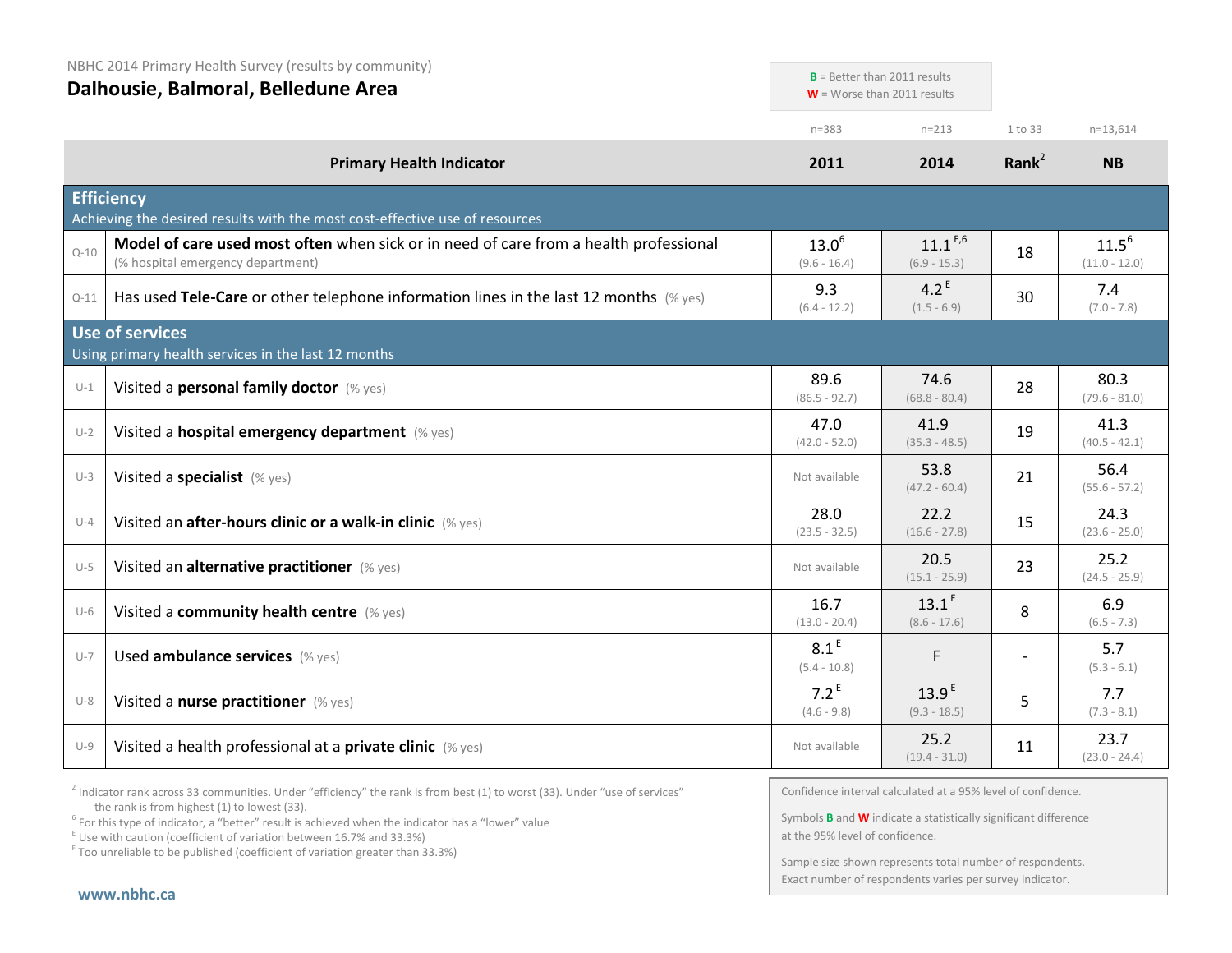NBHC 2014 Primary Health Survey (results by community)

# Dalhousie, Balmoral, Belledune Area

**B** = Better than 2011 results
**W** = Worse than 2011 results

| | Primary Health Indicator | 2011 (n=383) | 2014 (n=213) | Rank[2] (1 to 33) | NB (n=13,614) |
|---|---|---|---|---|---|
| | **Efficiency** – Achieving the desired results with the most cost-effective use of resources | | | | |
| Q-10 | **Model of care used most often** when sick or in need of care from a health professional (% hospital emergency department) | 13.0[6] (9.6 - 16.4) | 11.1[E,6] (6.9 - 15.3) | 18 | 11.5[6] (11.0 - 12.0) |
| Q-11 | Has used **Tele-Care** or other telephone information lines in the last 12 months (% yes) | 9.3 (6.4 - 12.2) | 4.2[E] (1.5 - 6.9) | 30 | 7.4 (7.0 - 7.8) |
| | **Use of services** – Using primary health services in the last 12 months | | | | |
| U-1 | Visited a **personal family doctor** (% yes) | 89.6 (86.5 - 92.7) | 74.6 (68.8 - 80.4) | 28 | 80.3 (79.6 - 81.0) |
| U-2 | Visited a **hospital emergency department** (% yes) | 47.0 (42.0 - 52.0) | 41.9 (35.3 - 48.5) | 19 | 41.3 (40.5 - 42.1) |
| U-3 | Visited a **specialist** (% yes) | Not available | 53.8 (47.2 - 60.4) | 21 | 56.4 (55.6 - 57.2) |
| U-4 | Visited an **after-hours clinic or a walk-in clinic** (% yes) | 28.0 (23.5 - 32.5) | 22.2 (16.6 - 27.8) | 15 | 24.3 (23.6 - 25.0) |
| U-5 | Visited an **alternative practitioner** (% yes) | Not available | 20.5 (15.1 - 25.9) | 23 | 25.2 (24.5 - 25.9) |
| U-6 | Visited a **community health centre** (% yes) | 16.7 (13.0 - 20.4) | 13.1[E] (8.6 - 17.6) | 8 | 6.9 (6.5 - 7.3) |
| U-7 | Used **ambulance services** (% yes) | 8.1[E] (5.4 - 10.8) | F | - | 5.7 (5.3 - 6.1) |
| U-8 | Visited a **nurse practitioner** (% yes) | 7.2[E] (4.6 - 9.8) | 13.9[E] (9.3 - 18.5) | 5 | 7.7 (7.3 - 8.1) |
| U-9 | Visited a health professional at a **private clinic** (% yes) | Not available | 25.2 (19.4 - 31.0) | 11 | 23.7 (23.0 - 24.4) |

[2] Indicator rank across 33 communities. Under "efficiency" the rank is from best (1) to worst (33). Under "use of services" the rank is from highest (1) to lowest (33).
[6] For this type of indicator, a "better" result is achieved when the indicator has a "lower" value
[E] Use with caution (coefficient of variation between 16.7% and 33.3%)
[F] Too unreliable to be published (coefficient of variation greater than 33.3%)

Confidence interval calculated at a 95% level of confidence.

Symbols **B** and **W** indicate a statistically significant difference at the 95% level of confidence.

Sample size shown represents total number of respondents. Exact number of respondents varies per survey indicator.

**www.nbhc.ca**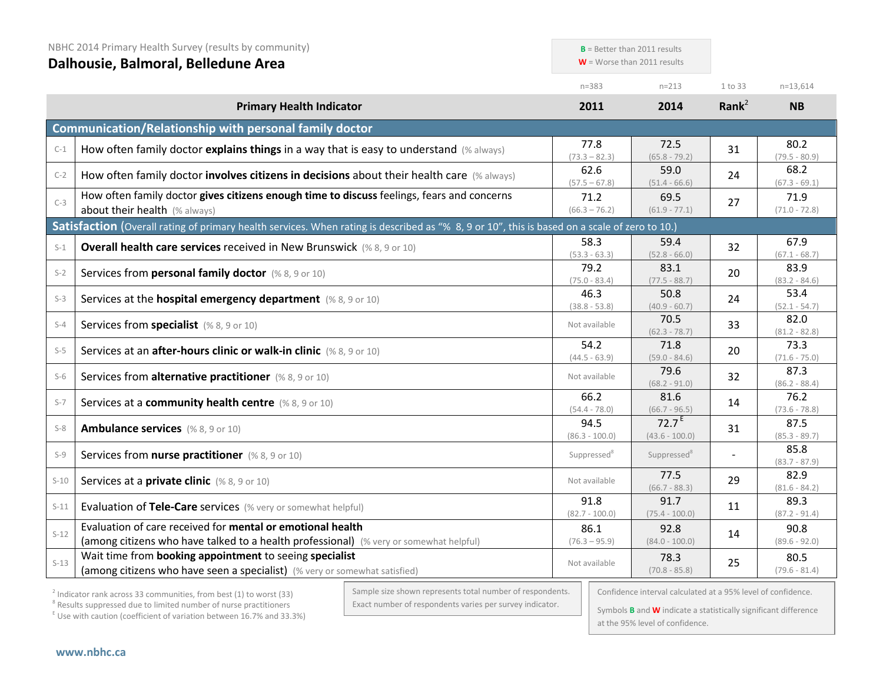NBHC 2014 Primary Health Survey (results by community)

# Dalhousie, Balmoral, Belledune Area

**B** = Better than 2011 results
**W** = Worse than 2011 results

| | Primary Health Indicator | 2011 (n=383) | 2014 (n=213) | Rank[2] (1 to 33) | NB (n=13,614) |
|---|---|---|---|---|---|
| | **Communication/Relationship with personal family doctor** | | | | |
| C-1 | How often family doctor **explains things** in a way that is easy to understand (% always) | 77.8 (73.3 – 82.3) | 72.5 (65.8 - 79.2) | 31 | 80.2 (79.5 - 80.9) |
| C-2 | How often family doctor **involves citizens in decisions** about their health care (% always) | 62.6 (57.5 – 67.8) | 59.0 (51.4 - 66.6) | 24 | 68.2 (67.3 - 69.1) |
| C-3 | How often family doctor **gives citizens enough time to discuss** feelings, fears and concerns about their health (% always) | 71.2 (66.3 – 76.2) | 69.5 (61.9 - 77.1) | 27 | 71.9 (71.0 - 72.8) |
| | **Satisfaction** (Overall rating of primary health services. When rating is described as "% 8, 9 or 10", this is based on a scale of zero to 10.) | | | | |
| S-1 | **Overall health care services** received in New Brunswick (% 8, 9 or 10) | 58.3 (53.3 - 63.3) | 59.4 (52.8 - 66.0) | 32 | 67.9 (67.1 - 68.7) |
| S-2 | Services from **personal family doctor** (% 8, 9 or 10) | 79.2 (75.0 - 83.4) | 83.1 (77.5 - 88.7) | 20 | 83.9 (83.2 - 84.6) |
| S-3 | Services at the **hospital emergency department** (% 8, 9 or 10) | 46.3 (38.8 - 53.8) | 50.8 (40.9 - 60.7) | 24 | 53.4 (52.1 - 54.7) |
| S-4 | Services from **specialist** (% 8, 9 or 10) | Not available | 70.5 (62.3 - 78.7) | 33 | 82.0 (81.2 - 82.8) |
| S-5 | Services at an **after-hours clinic or walk-in clinic** (% 8, 9 or 10) | 54.2 (44.5 - 63.9) | 71.8 (59.0 - 84.6) | 20 | 73.3 (71.6 - 75.0) |
| S-6 | Services from **alternative practitioner** (% 8, 9 or 10) | Not available | 79.6 (68.2 - 91.0) | 32 | 87.3 (86.2 - 88.4) |
| S-7 | Services at a **community health centre** (% 8, 9 or 10) | 66.2 (54.4 - 78.0) | 81.6 (66.7 - 96.5) | 14 | 76.2 (73.6 - 78.8) |
| S-8 | **Ambulance services** (% 8, 9 or 10) | 94.5 (86.3 - 100.0) | 72.7[E] (43.6 - 100.0) | 31 | 87.5 (85.3 - 89.7) |
| S-9 | Services from **nurse practitioner** (% 8, 9 or 10) | Suppressed[8] | Suppressed[8] | - | 85.8 (83.7 - 87.9) |
| S-10 | Services at a **private clinic** (% 8, 9 or 10) | Not available | 77.5 (66.7 - 88.3) | 29 | 82.9 (81.6 - 84.2) |
| S-11 | Evaluation of **Tele-Care** services (% very or somewhat helpful) | 91.8 (82.7 - 100.0) | 91.7 (75.4 - 100.0) | 11 | 89.3 (87.2 - 91.4) |
| S-12 | Evaluation of care received for **mental or emotional health** (among citizens who have talked to a health professional) (% very or somewhat helpful) | 86.1 (76.3 – 95.9) | 92.8 (84.0 - 100.0) | 14 | 90.8 (89.6 - 92.0) |
| S-13 | Wait time from **booking appointment** to seeing **specialist** (among citizens who have seen a specialist) (% very or somewhat satisfied) | Not available | 78.3 (70.8 - 85.8) | 25 | 80.5 (79.6 - 81.4) |

[2] Indicator rank across 33 communities, from best (1) to worst (33)
[8] Results suppressed due to limited number of nurse practitioners
[E] Use with caution (coefficient of variation between 16.7% and 33.3%)

Sample size shown represents total number of respondents. Exact number of respondents varies per survey indicator.

Confidence interval calculated at a 95% level of confidence.

Symbols **B** and **W** indicate a statistically significant difference at the 95% level of confidence.

www.nbhc.ca